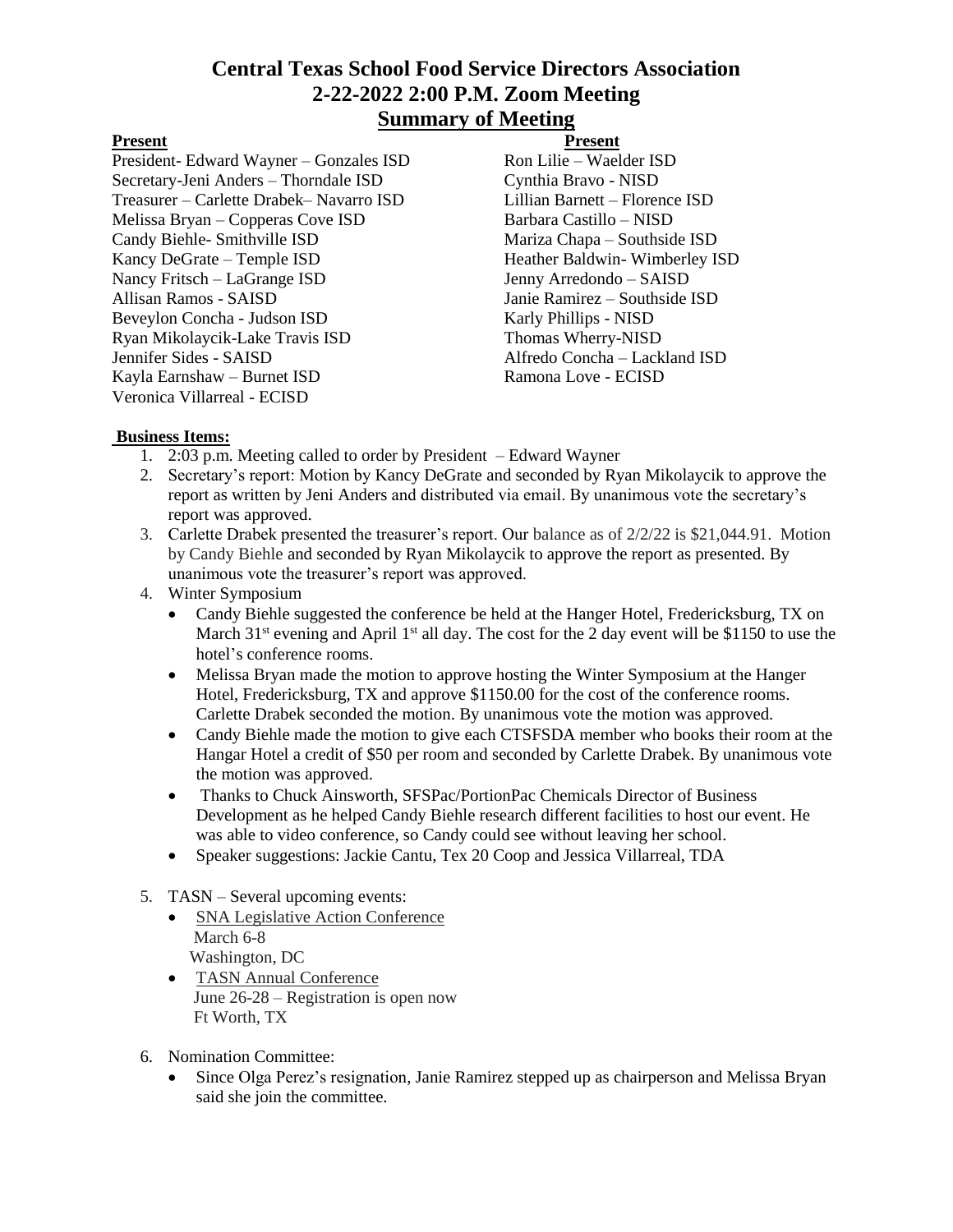# Central Texas School Food Service Directors Association
## 2-22-2022 2:00 P.M. Zoom Meeting
## Summary of Meeting

**Present**

President- Edward Wayner – Gonzales ISD
Secretary-Jeni Anders – Thorndale ISD
Treasurer – Carlette Drabek– Navarro ISD
Melissa Bryan – Copperas Cove ISD
Candy Biehle- Smithville ISD
Kancy DeGrate – Temple ISD
Nancy Fritsch – LaGrange ISD
Allisan Ramos - SAISD
Beveylon Concha - Judson ISD
Ryan Mikolaycik-Lake Travis ISD
Jennifer Sides - SAISD
Kayla Earnshaw – Burnet ISD
Veronica Villarreal - ECISD

**Present**

Ron Lilie – Waelder ISD
Cynthia Bravo - NISD
Lillian Barnett – Florence ISD
Barbara Castillo – NISD
Mariza Chapa – Southside ISD
Heather Baldwin- Wimberley ISD
Jenny Arredondo – SAISD
Janie Ramirez – Southside ISD
Karly Phillips - NISD
Thomas Wherry-NISD
Alfredo Concha – Lackland ISD
Ramona Love - ECISD

**Business Items:**

1. 2:03 p.m. Meeting called to order by President – Edward Wayner
2. Secretary's report: Motion by Kancy DeGrate and seconded by Ryan Mikolaycik to approve the report as written by Jeni Anders and distributed via email. By unanimous vote the secretary's report was approved.
3. Carlette Drabek presented the treasurer's report. Our balance as of 2/2/22 is $21,044.91. Motion by Candy Biehle and seconded by Ryan Mikolaycik to approve the report as presented. By unanimous vote the treasurer's report was approved.
4. Winter Symposium
   - Candy Biehle suggested the conference be held at the Hanger Hotel, Fredericksburg, TX on March 31st evening and April 1st all day. The cost for the 2 day event will be $1150 to use the hotel's conference rooms.
   - Melissa Bryan made the motion to approve hosting the Winter Symposium at the Hanger Hotel, Fredericksburg, TX and approve $1150.00 for the cost of the conference rooms. Carlette Drabek seconded the motion. By unanimous vote the motion was approved.
   - Candy Biehle made the motion to give each CTSFSDA member who books their room at the Hangar Hotel a credit of $50 per room and seconded by Carlette Drabek. By unanimous vote the motion was approved.
   - Thanks to Chuck Ainsworth, SFSPac/PortionPac Chemicals Director of Business Development as he helped Candy Biehle research different facilities to host our event. He was able to video conference, so Candy could see without leaving her school.
   - Speaker suggestions: Jackie Cantu, Tex 20 Coop and Jessica Villarreal, TDA
5. TASN – Several upcoming events:
   - SNA Legislative Action Conference
     March 6-8
     Washington, DC
   - TASN Annual Conference
     June 26-28 – Registration is open now
     Ft Worth, TX
6. Nomination Committee:
   - Since Olga Perez's resignation, Janie Ramirez stepped up as chairperson and Melissa Bryan said she join the committee.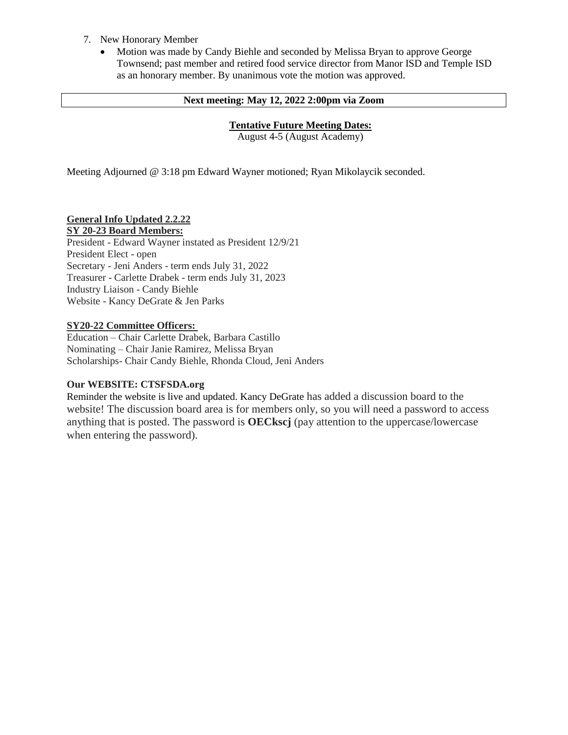7. New Honorary Member
   - Motion was made by Candy Biehle and seconded by Melissa Bryan to approve George Townsend; past member and retired food service director from Manor ISD and Temple ISD as an honorary member. By unanimous vote the motion was approved.

**Next meeting: May 12, 2022 2:00pm via Zoom**

**Tentative Future Meeting Dates:**

August 4-5 (August Academy)

Meeting Adjourned @ 3:18 pm Edward Wayner motioned; Ryan Mikolaycik seconded.

**General Info Updated 2.2.22**

**SY 20-23 Board Members:**

President - Edward Wayner instated as President 12/9/21
President Elect - open
Secretary - Jeni Anders - term ends July 31, 2022
Treasurer - Carlette Drabek - term ends July 31, 2023
Industry Liaison - Candy Biehle
Website - Kancy DeGrate & Jen Parks

**SY20-22 Committee Officers:**

Education – Chair Carlette Drabek, Barbara Castillo
Nominating – Chair Janie Ramirez, Melissa Bryan
Scholarships- Chair Candy Biehle, Rhonda Cloud, Jeni Anders

**Our WEBSITE: CTSFSDA.org**

Reminder the website is live and updated. Kancy DeGrate has added a discussion board to the website! The discussion board area is for members only, so you will need a password to access anything that is posted. The password is **OECkscj** (pay attention to the uppercase/lowercase when entering the password).